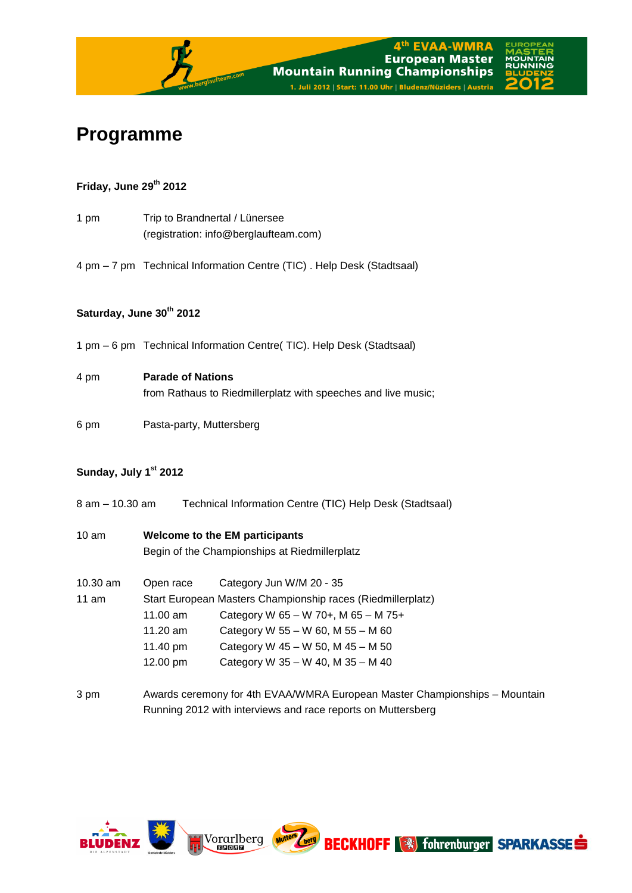# Programme

**Friday, June 29th 2012**

1 pm Trip to Brandnertal / Lünersee
(registration: info@berglaufteam.com)

4 pm – 7 pm Technical Information Centre (TIC) . Help Desk (Stadtsaal)

**Saturday, June 30th 2012**

1 pm – 6 pm Technical Information Centre( TIC). Help Desk (Stadtsaal)

4 pm **Parade of Nations**
from Rathaus to Riedmillerplatz with speeches and live music;

6 pm Pasta-party, Muttersberg

**Sunday, July 1st 2012**

8 am – 10.30 am Technical Information Centre (TIC) Help Desk (Stadtsaal)

10 am **Welcome to the EM participants**
Begin of the Championships at Riedmillerplatz

10.30 am Open race Category Jun W/M 20 - 35

11 am Start European Masters Championship races (Riedmillerplatz)

- 11.00 am Category W 65 – W 70+, M 65 – M 75+
- 11.20 am Category W 55 – W 60, M 55 – M 60
- 11.40 pm Category W 45 – W 50, M 45 – M 50
- 12.00 pm Category W 35 – W 40, M 35 – M 40

3 pm Awards ceremony for 4th EVAA/WMRA European Master Championships – Mountain Running 2012 with interviews and race reports on Muttersberg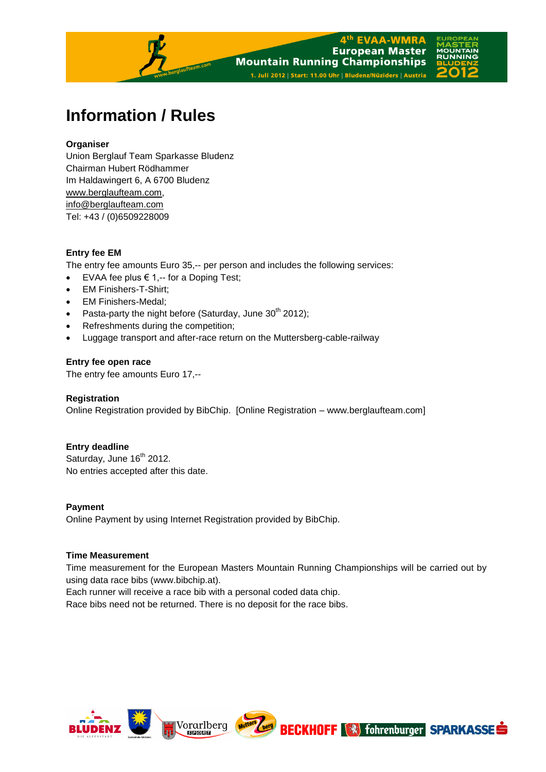# Information / Rules

**Organiser**
Union Berglauf Team Sparkasse Bludenz
Chairman Hubert Rödhammer
Im Haldawingert 6, A 6700 Bludenz
www.berglaufteam.com,
info@berglaufteam.com
Tel: +43 / (0)6509228009

**Entry fee EM**
The entry fee amounts Euro 35,-- per person and includes the following services:

- EVAA fee plus € 1,-- for a Doping Test;
- EM Finishers-T-Shirt;
- EM Finishers-Medal;
- Pasta-party the night before (Saturday, June 30th 2012);
- Refreshments during the competition;
- Luggage transport and after-race return on the Muttersberg-cable-railway

**Entry fee open race**
The entry fee amounts Euro 17,--

**Registration**
Online Registration provided by BibChip. [Online Registration – www.berglaufteam.com]

**Entry deadline**
Saturday, June 16th 2012.
No entries accepted after this date.

**Payment**
Online Payment by using Internet Registration provided by BibChip.

**Time Measurement**
Time measurement for the European Masters Mountain Running Championships will be carried out by using data race bibs (www.bibchip.at).
Each runner will receive a race bib with a personal coded data chip.
Race bibs need not be returned. There is no deposit for the race bibs.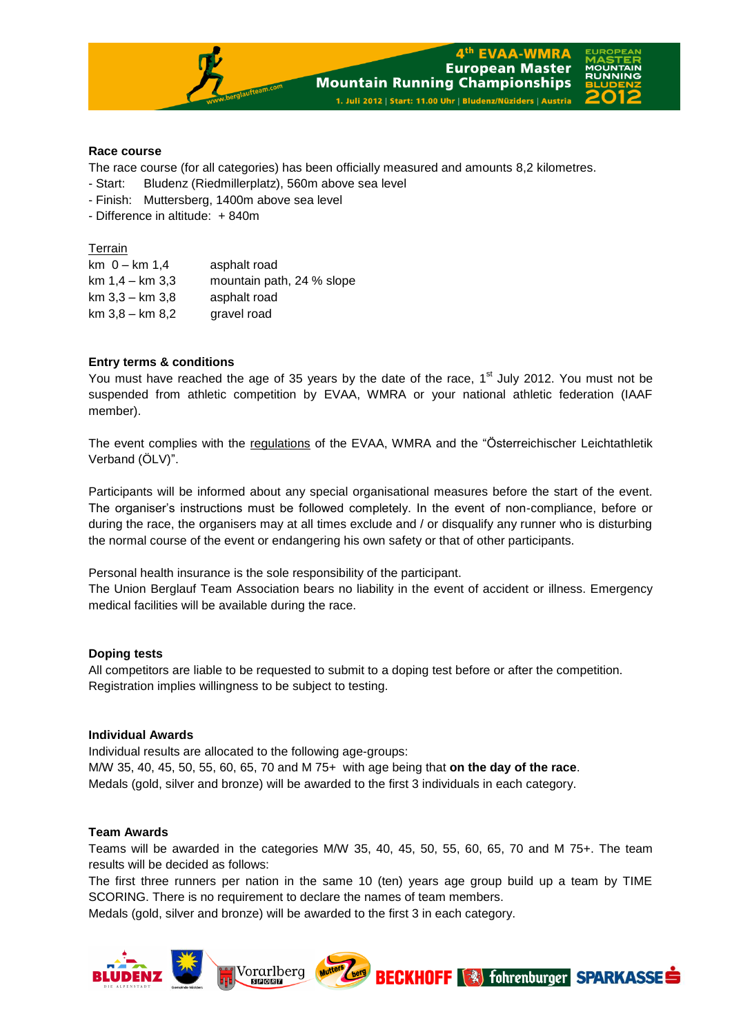## Race course

The race course (for all categories) has been officially measured and amounts 8,2 kilometres.

- Start: Bludenz (Riedmillerplatz), 560m above sea level
- Finish: Muttersberg, 1400m above sea level
- Difference in altitude: + 840m

Terrain

| | |
|---|---|
| km 0 – km 1,4 | asphalt road |
| km 1,4 – km 3,3 | mountain path, 24 % slope |
| km 3,3 – km 3,8 | asphalt road |
| km 3,8 – km 8,2 | gravel road |

## Entry terms & conditions

You must have reached the age of 35 years by the date of the race, 1st July 2012. You must not be suspended from athletic competition by EVAA, WMRA or your national athletic federation (IAAF member).

The event complies with the regulations of the EVAA, WMRA and the "Österreichischer Leichtathletik Verband (ÖLV)".

Participants will be informed about any special organisational measures before the start of the event. The organiser's instructions must be followed completely. In the event of non-compliance, before or during the race, the organisers may at all times exclude and / or disqualify any runner who is disturbing the normal course of the event or endangering his own safety or that of other participants.

Personal health insurance is the sole responsibility of the participant.
The Union Berglauf Team Association bears no liability in the event of accident or illness. Emergency medical facilities will be available during the race.

## Doping tests

All competitors are liable to be requested to submit to a doping test before or after the competition. Registration implies willingness to be subject to testing.

## Individual Awards

Individual results are allocated to the following age-groups:
M/W 35, 40, 45, 50, 55, 60, 65, 70 and M 75+ with age being that **on the day of the race**.
Medals (gold, silver and bronze) will be awarded to the first 3 individuals in each category.

## Team Awards

Teams will be awarded in the categories M/W 35, 40, 45, 50, 55, 60, 65, 70 and M 75+. The team results will be decided as follows:
The first three runners per nation in the same 10 (ten) years age group build up a team by TIME SCORING. There is no requirement to declare the names of team members.
Medals (gold, silver and bronze) will be awarded to the first 3 in each category.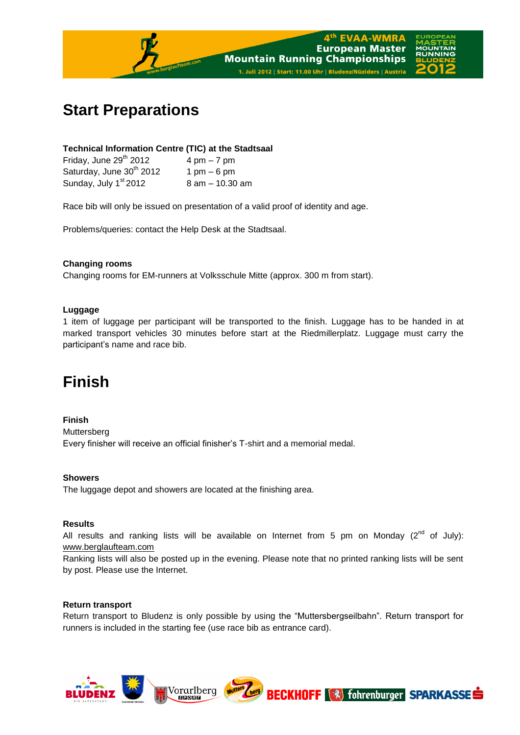# Start Preparations

**Technical Information Centre (TIC) at the Stadtsaal**

| | |
|---|---|
| Friday, June 29th 2012 | 4 pm – 7 pm |
| Saturday, June 30th 2012 | 1 pm – 6 pm |
| Sunday, July 1st 2012 | 8 am – 10.30 am |

Race bib will only be issued on presentation of a valid proof of identity and age.

Problems/queries: contact the Help Desk at the Stadtsaal.

**Changing rooms**

Changing rooms for EM-runners at Volksschule Mitte (approx. 300 m from start).

**Luggage**

1 item of luggage per participant will be transported to the finish. Luggage has to be handed in at marked transport vehicles 30 minutes before start at the Riedmillerplatz. Luggage must carry the participant's name and race bib.

# Finish

**Finish**

Muttersberg

Every finisher will receive an official finisher's T-shirt and a memorial medal.

**Showers**

The luggage depot and showers are located at the finishing area.

**Results**

All results and ranking lists will be available on Internet from 5 pm on Monday (2nd of July): www.berglaufteam.com

Ranking lists will also be posted up in the evening. Please note that no printed ranking lists will be sent by post. Please use the Internet.

**Return transport**

Return transport to Bludenz is only possible by using the "Muttersbergseilbahn". Return transport for runners is included in the starting fee (use race bib as entrance card).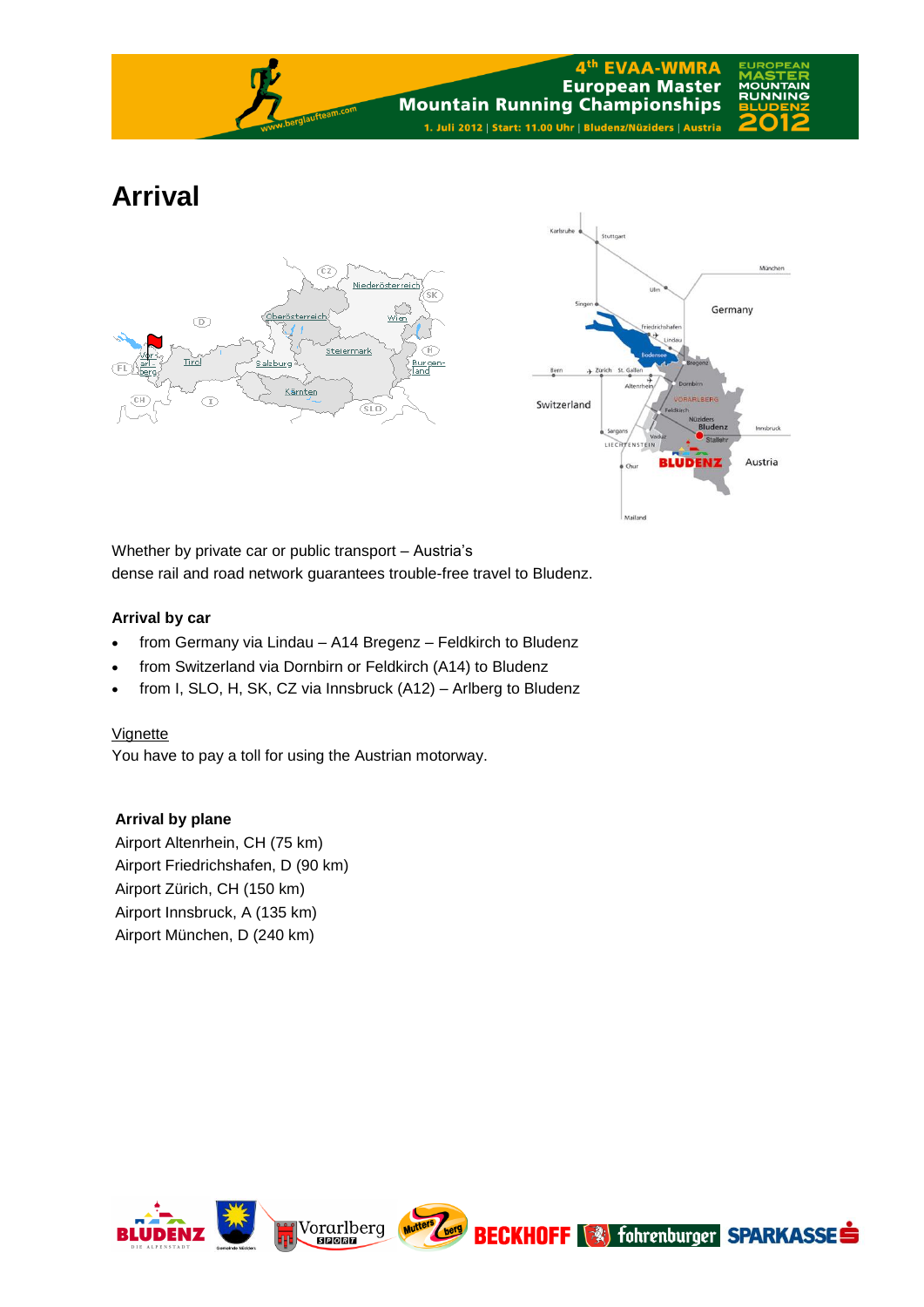# Arrival

Whether by private car or public transport – Austria's
dense rail and road network guarantees trouble-free travel to Bludenz.

### Arrival by car

- from Germany via Lindau – A14 Bregenz – Feldkirch to Bludenz
- from Switzerland via Dornbirn or Feldkirch (A14) to Bludenz
- from I, SLO, H, SK, CZ via Innsbruck (A12) – Arlberg to Bludenz

Vignette
You have to pay a toll for using the Austrian motorway.

### Arrival by plane

Airport Altenrhein, CH (75 km)
Airport Friedrichshafen, D (90 km)
Airport Zürich, CH (150 km)
Airport Innsbruck, A (135 km)
Airport München, D (240 km)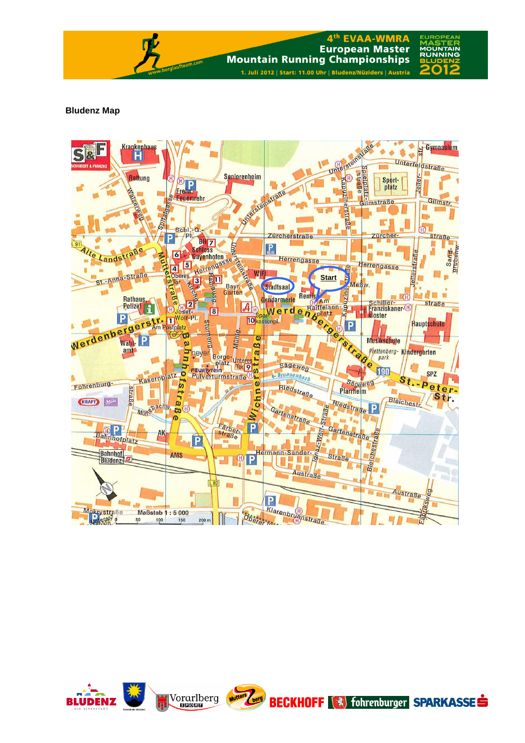## Bludenz Map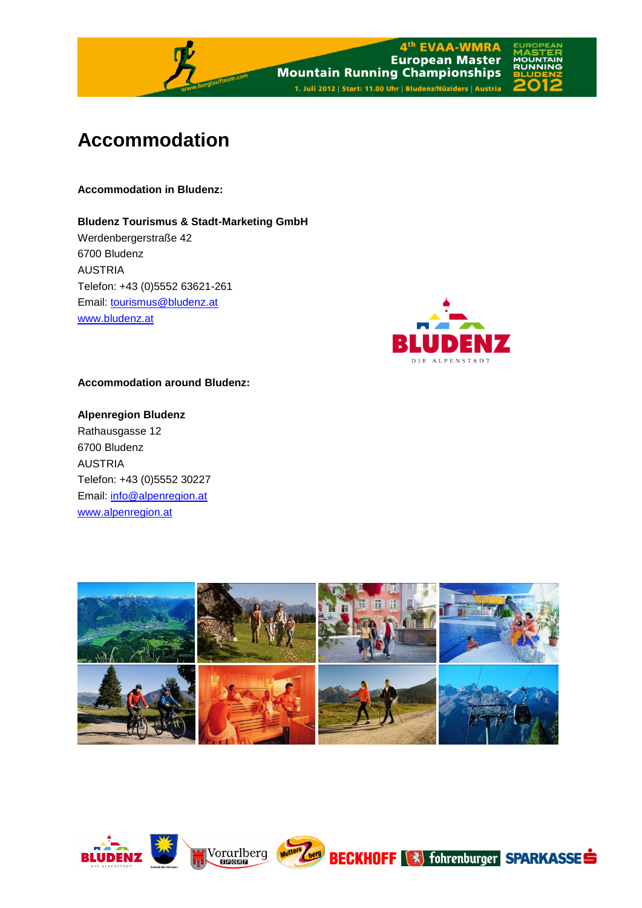# Accommodation

**Accommodation in Bludenz:**

**Bludenz Tourismus & Stadt-Marketing GmbH**
Werdenbergerstraße 42
6700 Bludenz
AUSTRIA
Telefon: +43 (0)5552 63621-261
Email: tourismus@bludenz.at
www.bludenz.at

**Accommodation around Bludenz:**

**Alpenregion Bludenz**
Rathausgasse 12
6700 Bludenz
AUSTRIA
Telefon: +43 (0)5552 30227
Email: info@alpenregion.at
www.alpenregion.at